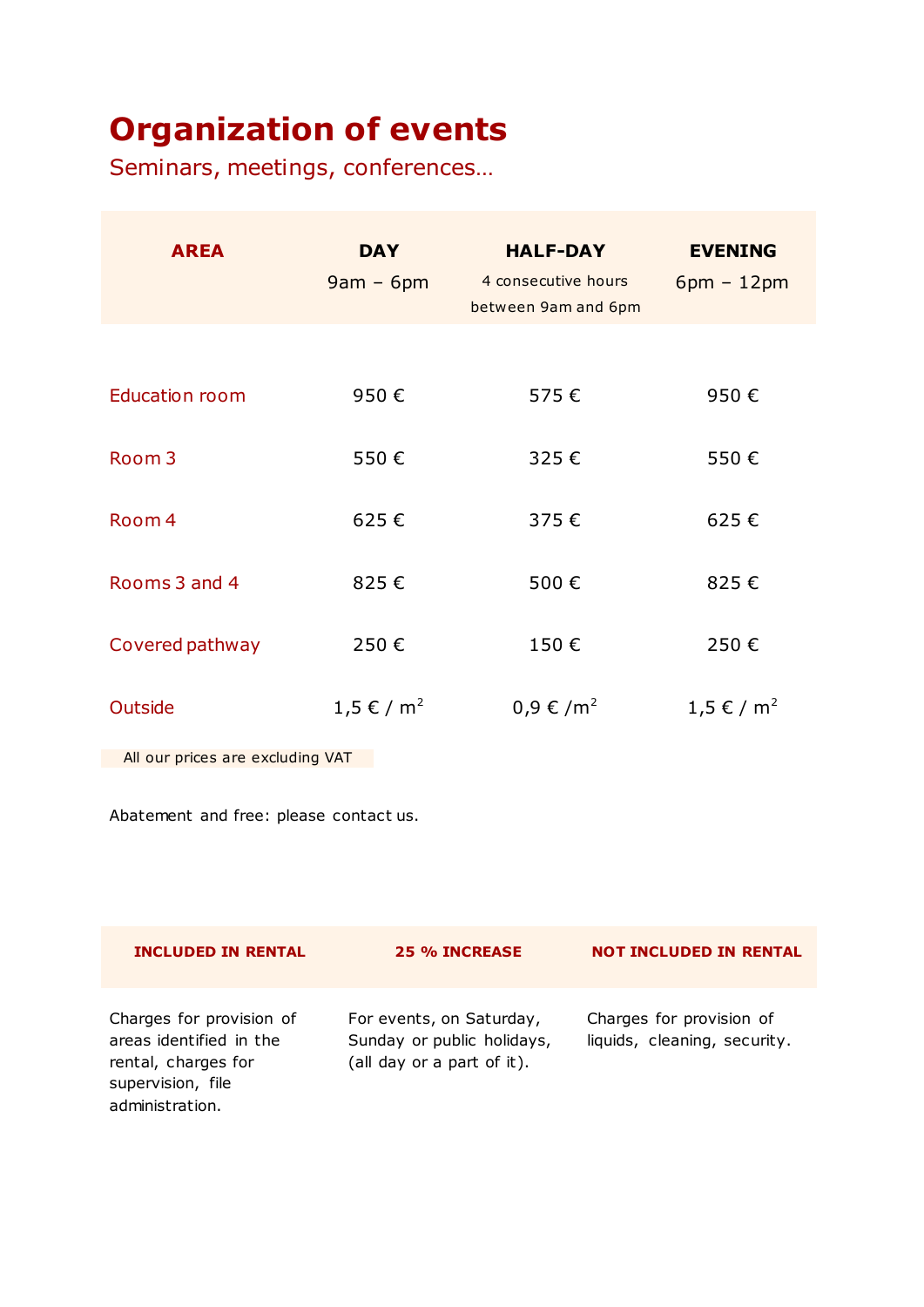# Organization of events

## Seminars, meetings, conferences…

| AREA | DAY<br>9am – 6pm | HALF-DAY<br>4 consecutive hours between 9am and 6pm | EVENING<br>6pm – 12pm |
|---|---|---|---|
| Education room | 950 € | 575 € | 950 € |
| Room 3 | 550 € | 325 € | 550 € |
| Room 4 | 625 € | 375 € | 625 € |
| Rooms 3 and 4 | 825 € | 500 € | 825 € |
| Covered pathway | 250 € | 150 € | 250 € |
| Outside | 1,5 € / $m^2$ | 0,9 € /$m^2$ | 1,5 € / $m^2$ |

All our prices are excluding VAT

Abatement and free: please contact us.

| INCLUDED IN RENTAL | 25 % INCREASE | NOT INCLUDED IN RENTAL |
|---|---|---|
| Charges for provision of areas identified in the rental, charges for supervision, file administration. | For events, on Saturday, Sunday or public holidays, (all day or a part of it). | Charges for provision of liquids, cleaning, security. |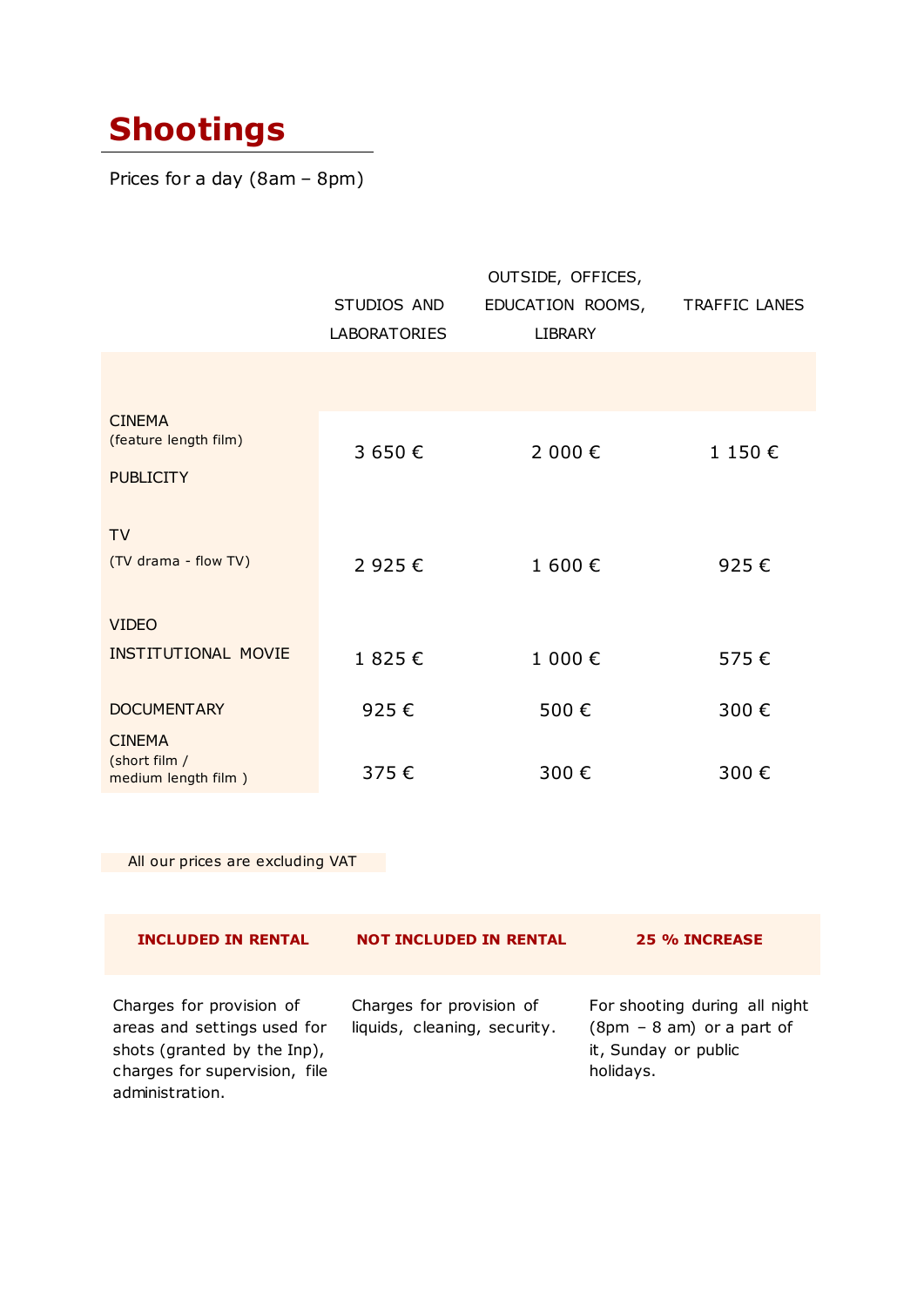# Shootings

Prices for a day (8am – 8pm)

| | STUDIOS AND LABORATORIES | OUTSIDE, OFFICES, EDUCATION ROOMS, LIBRARY | TRAFFIC LANES |
|---|---|---|---|
| CINEMA (feature length film) PUBLICITY | 3 650 € | 2 000 € | 1 150 € |
| TV (TV drama - flow TV) | 2 925 € | 1 600 € | 925 € |
| VIDEO INSTITUTIONAL MOVIE | 1 825 € | 1 000 € | 575 € |
| DOCUMENTARY | 925 € | 500 € | 300 € |
| CINEMA (short film / medium length film ) | 375 € | 300 € | 300 € |

All our prices are excluding VAT

| INCLUDED IN RENTAL | NOT INCLUDED IN RENTAL | 25 % INCREASE |
|---|---|---|
| Charges for provision of areas and settings used for shots (granted by the Inp), charges for supervision, file administration. | Charges for provision of liquids, cleaning, security. | For shooting during all night (8pm – 8 am) or a part of it, Sunday or public holidays. |